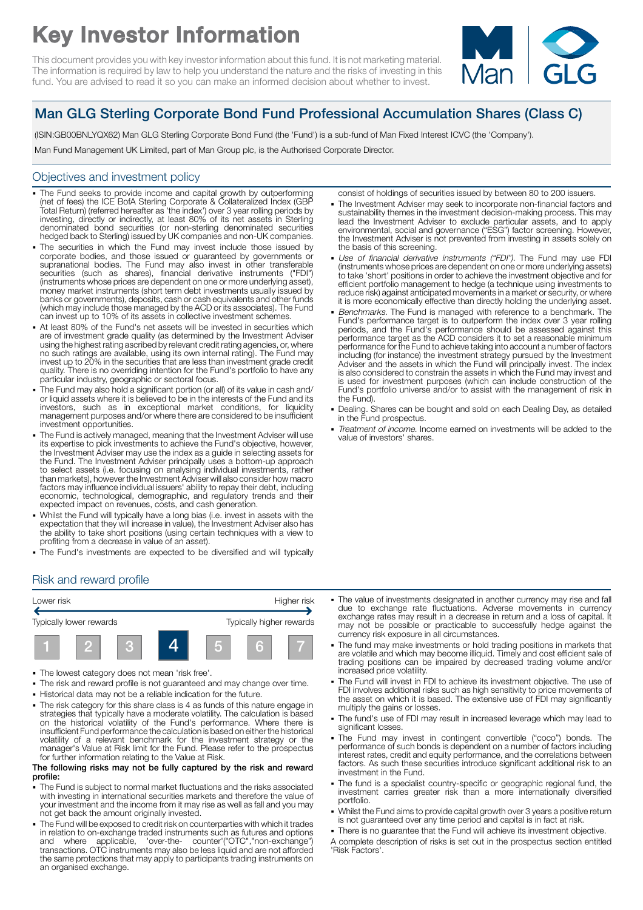# Key Investor Information

This document provides you with key investor information about this fund. It is not marketing material. The information is required by law to help you understand the nature and the risks of investing in this fund. You are advised to read it so you can make an informed decision about whether to invest.

## Man GLG Sterling Corporate Bond Fund Professional Accumulation Shares (Class C)

(ISIN:GB00BNLYQX62) Man GLG Sterling Corporate Bond Fund (the 'Fund') is a sub-fund of Man Fixed Interest ICVC (the 'Company').

Man Fund Management UK Limited, part of Man Group plc, is the Authorised Corporate Director.

### Objectives and investment policy

- The Fund seeks to provide income and capital growth by outperforming (net of fees) the ICE BofA Sterling Corporate & Collateralized Index (GBP Total Return) (referred hereafter as 'the index') over 3 year rolling periods by investing, directly or indirectly, at least 80% of its net assets in Sterling denominated bond securities (or non-sterling denominated securities hedged back to Sterling) issued by UK companies and non-UK companies.
- The securities in which the Fund may invest include those issued by corporate bodies, and those issued or guaranteed by governments or supranational bodies. The Fund may also invest in other transferable securities (such as shares), financial derivative instruments ("FDI") (instruments whose prices are dependent on one or more underlying asset), money market instruments (short term debt investments usually issued by banks or governments), deposits, cash or cash equivalents and other funds (which may include those managed by the ACD or its associates). The Fund can invest up to 10% of its assets in collective investment schemes.
- At least 80% of the Fund's net assets will be invested in securities which are of investment grade quality (as determined by the Investment Adviser using the highest rating ascribed by relevant credit rating agencies, or, where no such ratings are available, using its own internal rating). The Fund may invest up to 20% in the securities that are less than investment grade credit quality. There is no overriding intention for the Fund's portfolio to have any particular industry, geographic or sectoral focus.
- The Fund may also hold a significant portion (or all) of its value in cash and/ or liquid assets where it is believed to be in the interests of the Fund and its investors, such as in exceptional market conditions, for liquidity management purposes and/or where there are considered to be insufficient investment opportunities.
- The Fund is actively managed, meaning that the Investment Adviser will use its expertise to pick investments to achieve the Fund's objective, however, the Investment Adviser may use the index as a guide in selecting assets for the Fund. The Investment Adviser principally uses a bottom-up approach to select assets (i.e. focusing on analysing individual investments, rather than markets), however the Investment Adviser will also consider how macro factors may influence individual issuers' ability to repay their debt, including economic, technological, demographic, and regulatory trends and their expected impact on revenues, costs, and cash generation.
- Whilst the Fund will typically have a long bias (i.e. invest in assets with the expectation that they will increase in value), the Investment Adviser also has the ability to take short positions (using certain techniques with a view to profiting from a decrease in value of an asset).
- The Fund's investments are expected to be diversified and will typically consist of holdings of securities issued by between 80 to 200 issuers.
- The Investment Adviser may seek to incorporate non-financial factors and sustainability themes in the investment decision-making process. This may lead the Investment Adviser to exclude particular assets, and to apply environmental, social and governance ("ESG") factor screening. However, the Investment Adviser is not prevented from investing in assets solely on the basis of this screening.
- *Use of financial derivative instruments ("FDI")*. The Fund may use FDI (instruments whose prices are dependent on one or more underlying assets) to take 'short' positions in order to achieve the investment objective and for efficient portfolio management to hedge (a technique using investments to reduce risk) against anticipated movements in a market or security, or where it is more economically effective than directly holding the underlying asset.
- *Benchmarks*. The Fund is managed with reference to a benchmark. The Fund's performance target is to outperform the index over 3 year rolling periods, and the Fund's performance should be assessed against this performance target as the ACD considers it to set a reasonable minimum performance for the Fund to achieve taking into account a number of factors including (for instance) the investment strategy pursued by the Investment Adviser and the assets in which the Fund will principally invest. The index is also considered to constrain the assets in which the Fund may invest and is used for investment purposes (which can include construction of the Fund's portfolio universe and/or to assist with the management of risk in the Fund).
- Dealing. Shares can be bought and sold on each Dealing Day, as detailed in the Fund prospectus.
- *Treatment of income*. Income earned on investments will be added to the value of investors' shares.

### Risk and reward profile

| Lower risk | | | | | | Higher risk |
|---|---|---|---|---|---|---|
| Typically lower rewards | | | | | | Typically higher rewards |
| 1 | 2 | 3 | **4** | 5 | 6 | 7 |

- The lowest category does not mean 'risk free'.
- The risk and reward profile is not guaranteed and may change over time.
- Historical data may not be a reliable indication for the future.
- The risk category for this share class is 4 as funds of this nature engage in strategies that typically have a moderate volatility. The calculation is based on the historical volatility of the Fund's performance. Where there is insufficient Fund performance the calculation is based on either the historical volatility of a relevant benchmark for the investment strategy or the manager's Value at Risk limit for the Fund. Please refer to the prospectus for further information relating to the Value at Risk.

**The following risks may not be fully captured by the risk and reward profile:**

- The Fund is subject to normal market fluctuations and the risks associated with investing in international securities markets and therefore the value of your investment and the income from it may rise as well as fall and you may not get back the amount originally invested.
- The Fund will be exposed to credit risk on counterparties with which it trades in relation to on-exchange traded instruments such as futures and options and where applicable, 'over-the- counter'("OTC","non-exchange") transactions. OTC instruments may also be less liquid and are not afforded the same protections that may apply to participants trading instruments on an organised exchange.
- The value of investments designated in another currency may rise and fall due to exchange rate fluctuations. Adverse movements in currency exchange rates may result in a decrease in return and a loss of capital. It may not be possible or practicable to successfully hedge against the currency risk exposure in all circumstances.
- The fund may make investments or hold trading positions in markets that are volatile and which may become illiquid. Timely and cost efficient sale of trading positions can be impaired by decreased trading volume and/or increased price volatility.
- The Fund will invest in FDI to achieve its investment objective. The use of FDI involves additional risks such as high sensitivity to price movements of the asset on which it is based. The extensive use of FDI may significantly multiply the gains or losses.
- The fund's use of FDI may result in increased leverage which may lead to significant losses.
- The Fund may invest in contingent convertible ("coco") bonds. The performance of such bonds is dependent on a number of factors including interest rates, credit and equity performance, and the correlations between factors. As such these securities introduce significant additional risk to an investment in the Fund.
- The fund is a specialist country-specific or geographic regional fund, the investment carries greater risk than a more internationally diversified portfolio.
- Whilst the Fund aims to provide capital growth over 3 years a positive return is not guaranteed over any time period and capital is in fact at risk.
- There is no guarantee that the Fund will achieve its investment objective.

A complete description of risks is set out in the prospectus section entitled 'Risk Factors'.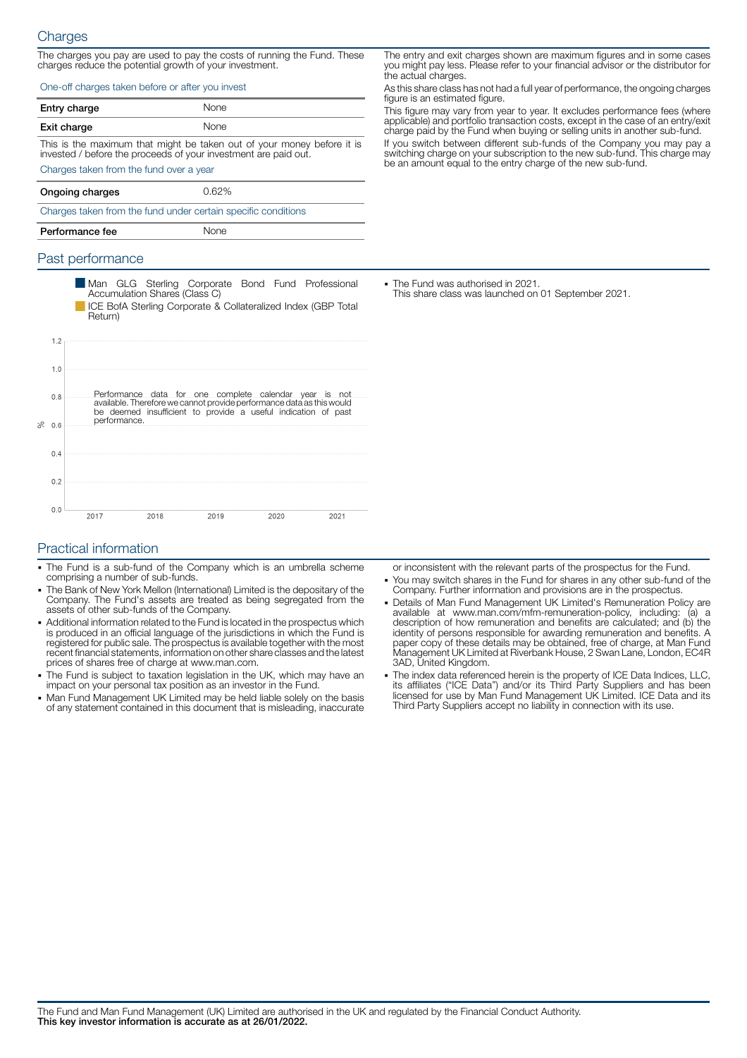## Charges

The charges you pay are used to pay the costs of running the Fund. These charges reduce the potential growth of your investment.

One-off charges taken before or after you invest

| | |
|---|---|
| **Entry charge** | None |
| **Exit charge** | None |

This is the maximum that might be taken out of your money before it is invested / before the proceeds of your investment are paid out.

Charges taken from the fund over a year

| | |
|---|---|
| **Ongoing charges** | 0.62% |

Charges taken from the fund under certain specific conditions

| | |
|---|---|
| **Performance fee** | None |

The entry and exit charges shown are maximum figures and in some cases you might pay less. Please refer to your financial advisor or the distributor for the actual charges.

As this share class has not had a full year of performance, the ongoing charges figure is an estimated figure.

This figure may vary from year to year. It excludes performance fees (where applicable) and portfolio transaction costs, except in the case of an entry/exit charge paid by the Fund when buying or selling units in another sub-fund.

If you switch between different sub-funds of the Company you may pay a switching charge on your subscription to the new sub-fund. This charge may be an amount equal to the entry charge of the new sub-fund.

## Past performance

Man GLG Sterling Corporate Bond Fund Professional Accumulation Shares (Class C)

ICE BofA Sterling Corporate & Collateralized Index (GBP Total Return)

%

1.2
1.0
0.8
0.6
0.4
0.2
0.0

2017 2018 2019 2020 2021

Performance data for one complete calendar year is not available. Therefore we cannot provide performance data as this would be deemed insufficient to provide a useful indication of past performance.

- The Fund was authorised in 2021.
  This share class was launched on 01 September 2021.

## Practical information

- The Fund is a sub-fund of the Company which is an umbrella scheme comprising a number of sub-funds.
- The Bank of New York Mellon (International) Limited is the depositary of the Company. The Fund's assets are treated as being segregated from the assets of other sub-funds of the Company.
- Additional information related to the Fund is located in the prospectus which is produced in an official language of the jurisdictions in which the Fund is registered for public sale. The prospectus is available together with the most recent financial statements, information on other share classes and the latest prices of shares free of charge at www.man.com.
- The Fund is subject to taxation legislation in the UK, which may have an impact on your personal tax position as an investor in the Fund.
- Man Fund Management UK Limited may be held liable solely on the basis of any statement contained in this document that is misleading, inaccurate or inconsistent with the relevant parts of the prospectus for the Fund.
- You may switch shares in the Fund for shares in any other sub-fund of the Company. Further information and provisions are in the prospectus.
- Details of Man Fund Management UK Limited's Remuneration Policy are available at www.man.com/mfm-remuneration-policy, including: (a) a description of how remuneration and benefits are calculated; and (b) the identity of persons responsible for awarding remuneration and benefits. A paper copy of these details may be obtained, free of charge, at Man Fund Management UK Limited at Riverbank House, 2 Swan Lane, London, EC4R 3AD, United Kingdom.
- The index data referenced herein is the property of ICE Data Indices, LLC, its affiliates ("ICE Data") and/or its Third Party Suppliers and has been licensed for use by Man Fund Management UK Limited. ICE Data and its Third Party Suppliers accept no liability in connection with its use.

The Fund and Man Fund Management (UK) Limited are authorised in the UK and regulated by the Financial Conduct Authority.
**This key investor information is accurate as at 26/01/2022.**